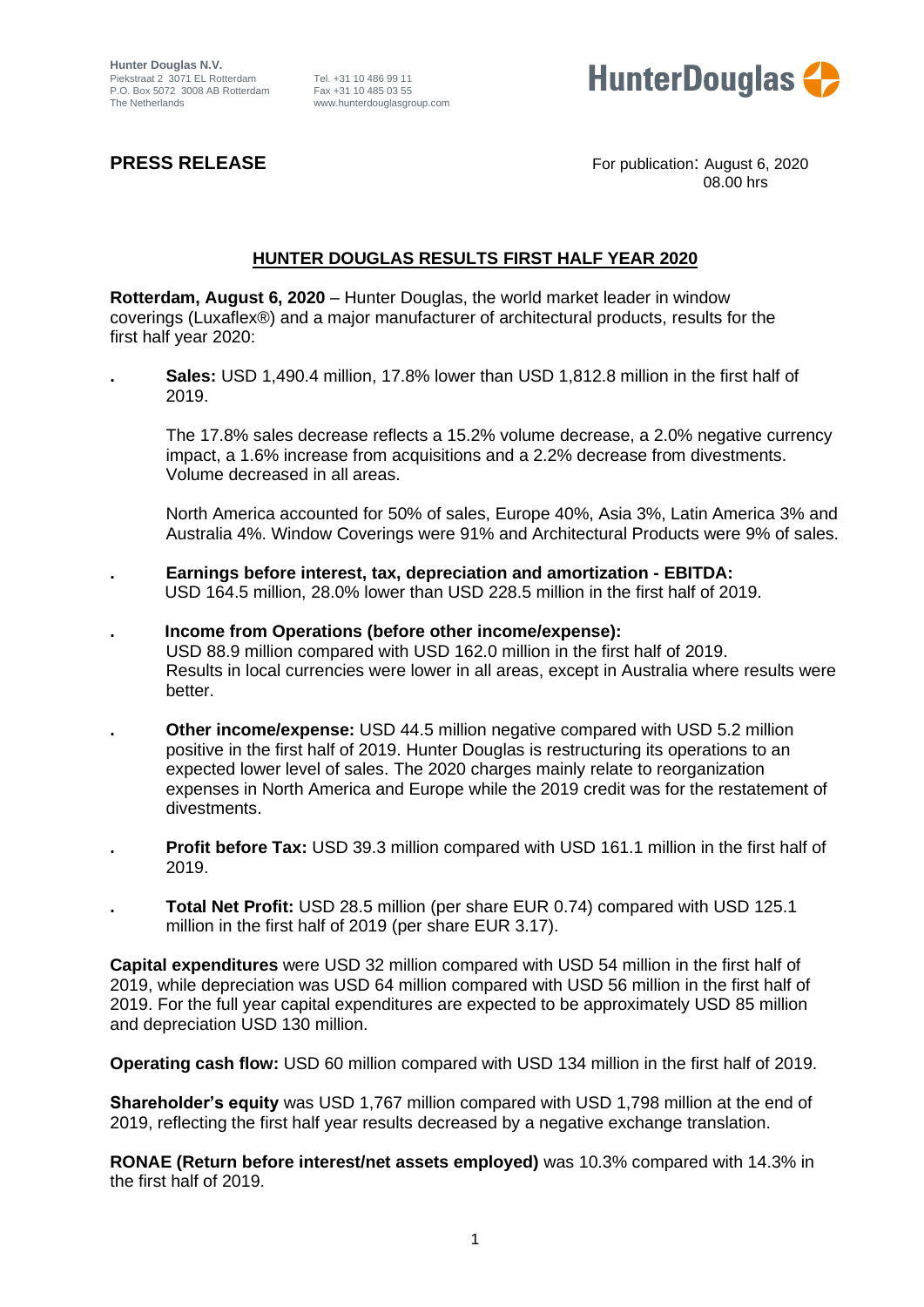Hunter Douglas N.V.
Piekstraat 2 3071 EL Rotterdam
P.O. Box 5072 3008 AB Rotterdam
The Netherlands

Tel. +31 10 486 99 11
Fax +31 10 485 03 55
www.hunterdouglasgroup.com

HunterDouglas

**PRESS RELEASE**

For publication: August 6, 2020
08.00 hrs

## HUNTER DOUGLAS RESULTS FIRST HALF YEAR 2020

**Rotterdam, August 6, 2020** – Hunter Douglas, the world market leader in window coverings (Luxaflex®) and a major manufacturer of architectural products, results for the first half year 2020:

- **Sales:** USD 1,490.4 million, 17.8% lower than USD 1,812.8 million in the first half of 2019.

  The 17.8% sales decrease reflects a 15.2% volume decrease, a 2.0% negative currency impact, a 1.6% increase from acquisitions and a 2.2% decrease from divestments. Volume decreased in all areas.

  North America accounted for 50% of sales, Europe 40%, Asia 3%, Latin America 3% and Australia 4%. Window Coverings were 91% and Architectural Products were 9% of sales.

- **Earnings before interest, tax, depreciation and amortization - EBITDA:** USD 164.5 million, 28.0% lower than USD 228.5 million in the first half of 2019.

- **Income from Operations (before other income/expense):** USD 88.9 million compared with USD 162.0 million in the first half of 2019. Results in local currencies were lower in all areas, except in Australia where results were better.

- **Other income/expense:** USD 44.5 million negative compared with USD 5.2 million positive in the first half of 2019. Hunter Douglas is restructuring its operations to an expected lower level of sales. The 2020 charges mainly relate to reorganization expenses in North America and Europe while the 2019 credit was for the restatement of divestments.

- **Profit before Tax:** USD 39.3 million compared with USD 161.1 million in the first half of 2019.

- **Total Net Profit:** USD 28.5 million (per share EUR 0.74) compared with USD 125.1 million in the first half of 2019 (per share EUR 3.17).

**Capital expenditures** were USD 32 million compared with USD 54 million in the first half of 2019, while depreciation was USD 64 million compared with USD 56 million in the first half of 2019. For the full year capital expenditures are expected to be approximately USD 85 million and depreciation USD 130 million.

**Operating cash flow:** USD 60 million compared with USD 134 million in the first half of 2019.

**Shareholder's equity** was USD 1,767 million compared with USD 1,798 million at the end of 2019, reflecting the first half year results decreased by a negative exchange translation.

**RONAE (Return before interest/net assets employed)** was 10.3% compared with 14.3% in the first half of 2019.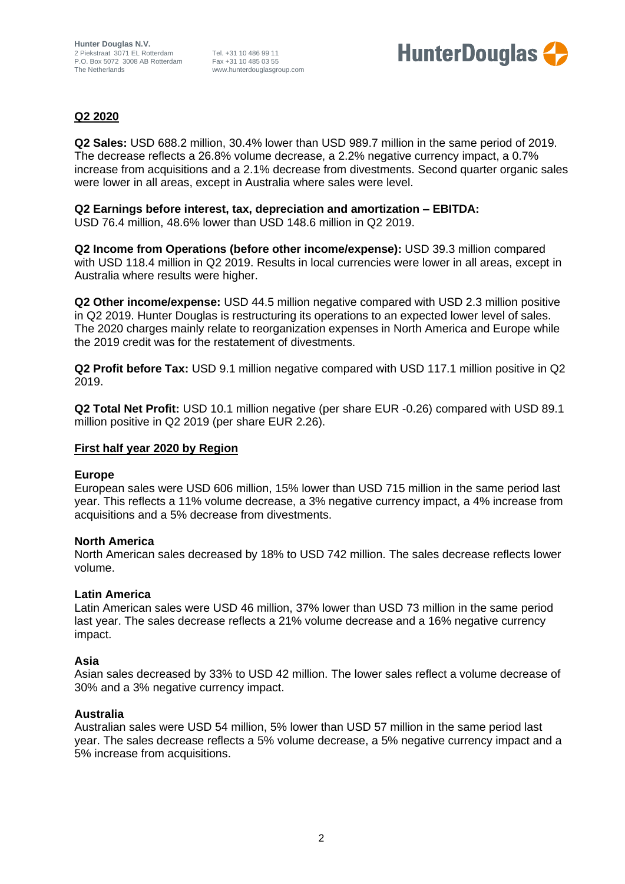## Q2 2020

**Q2 Sales:** USD 688.2 million, 30.4% lower than USD 989.7 million in the same period of 2019. The decrease reflects a 26.8% volume decrease, a 2.2% negative currency impact, a 0.7% increase from acquisitions and a 2.1% decrease from divestments. Second quarter organic sales were lower in all areas, except in Australia where sales were level.

**Q2 Earnings before interest, tax, depreciation and amortization – EBITDA:**
USD 76.4 million, 48.6% lower than USD 148.6 million in Q2 2019.

**Q2 Income from Operations (before other income/expense):** USD 39.3 million compared with USD 118.4 million in Q2 2019. Results in local currencies were lower in all areas, except in Australia where results were higher.

**Q2 Other income/expense:** USD 44.5 million negative compared with USD 2.3 million positive in Q2 2019. Hunter Douglas is restructuring its operations to an expected lower level of sales. The 2020 charges mainly relate to reorganization expenses in North America and Europe while the 2019 credit was for the restatement of divestments.

**Q2 Profit before Tax:** USD 9.1 million negative compared with USD 117.1 million positive in Q2 2019.

**Q2 Total Net Profit:** USD 10.1 million negative (per share EUR -0.26) compared with USD 89.1 million positive in Q2 2019 (per share EUR 2.26).

## First half year 2020 by Region

### Europe

European sales were USD 606 million, 15% lower than USD 715 million in the same period last year. This reflects a 11% volume decrease, a 3% negative currency impact, a 4% increase from acquisitions and a 5% decrease from divestments.

### North America

North American sales decreased by 18% to USD 742 million. The sales decrease reflects lower volume.

### Latin America

Latin American sales were USD 46 million, 37% lower than USD 73 million in the same period last year. The sales decrease reflects a 21% volume decrease and a 16% negative currency impact.

### Asia

Asian sales decreased by 33% to USD 42 million. The lower sales reflect a volume decrease of 30% and a 3% negative currency impact.

### Australia

Australian sales were USD 54 million, 5% lower than USD 57 million in the same period last year. The sales decrease reflects a 5% volume decrease, a 5% negative currency impact and a 5% increase from acquisitions.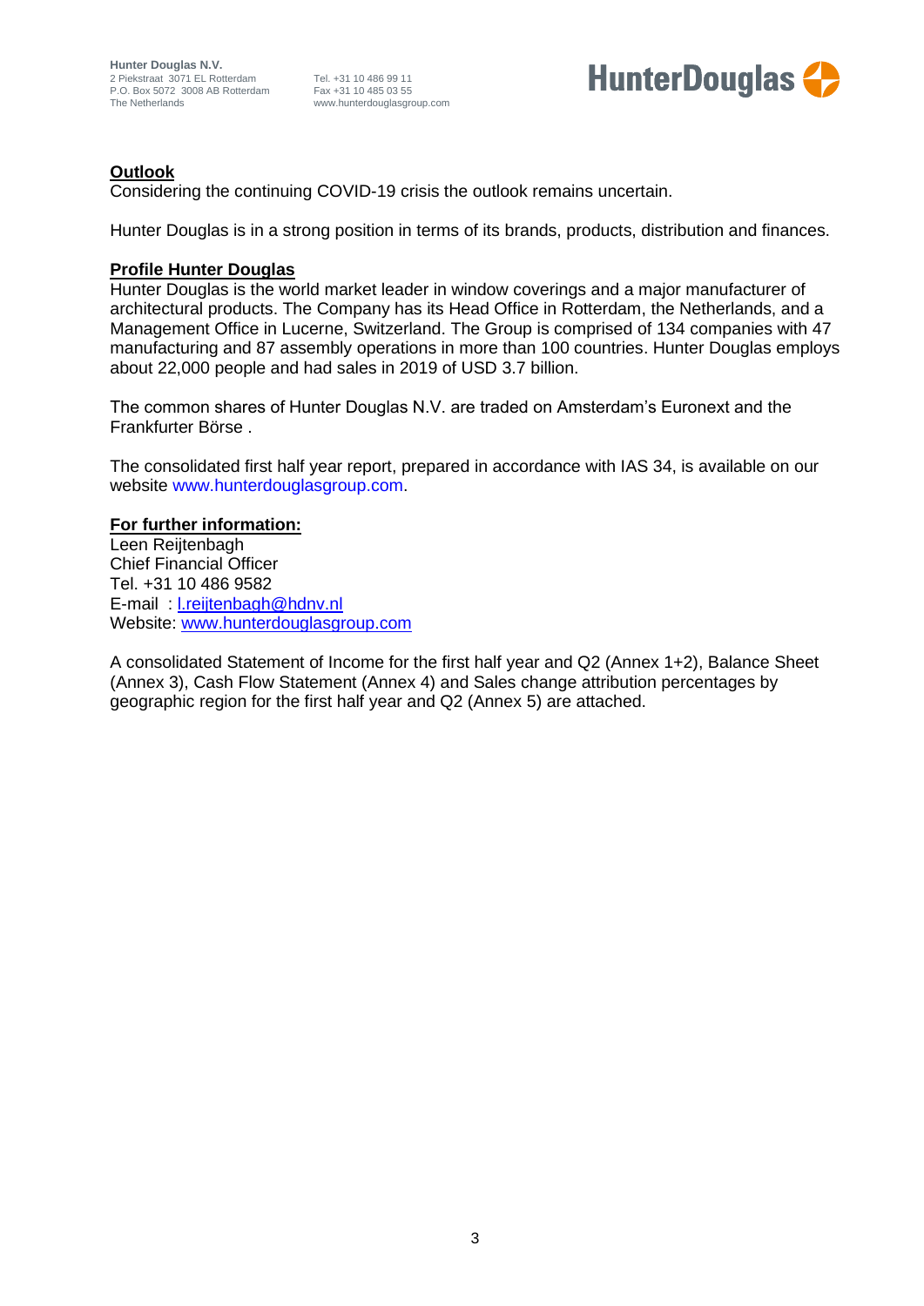## Outlook

Considering the continuing COVID-19 crisis the outlook remains uncertain.

Hunter Douglas is in a strong position in terms of its brands, products, distribution and finances.

## Profile Hunter Douglas

Hunter Douglas is the world market leader in window coverings and a major manufacturer of architectural products. The Company has its Head Office in Rotterdam, the Netherlands, and a Management Office in Lucerne, Switzerland. The Group is comprised of 134 companies with 47 manufacturing and 87 assembly operations in more than 100 countries. Hunter Douglas employs about 22,000 people and had sales in 2019 of USD 3.7 billion.

The common shares of Hunter Douglas N.V. are traded on Amsterdam's Euronext and the Frankfurter Börse .

The consolidated first half year report, prepared in accordance with IAS 34, is available on our website www.hunterdouglasgroup.com.

## For further information:

Leen Reijtenbagh
Chief Financial Officer
Tel. +31 10 486 9582
E-mail : l.reijtenbagh@hdnv.nl
Website: www.hunterdouglasgroup.com

A consolidated Statement of Income for the first half year and Q2 (Annex 1+2), Balance Sheet (Annex 3), Cash Flow Statement (Annex 4) and Sales change attribution percentages by geographic region for the first half year and Q2 (Annex 5) are attached.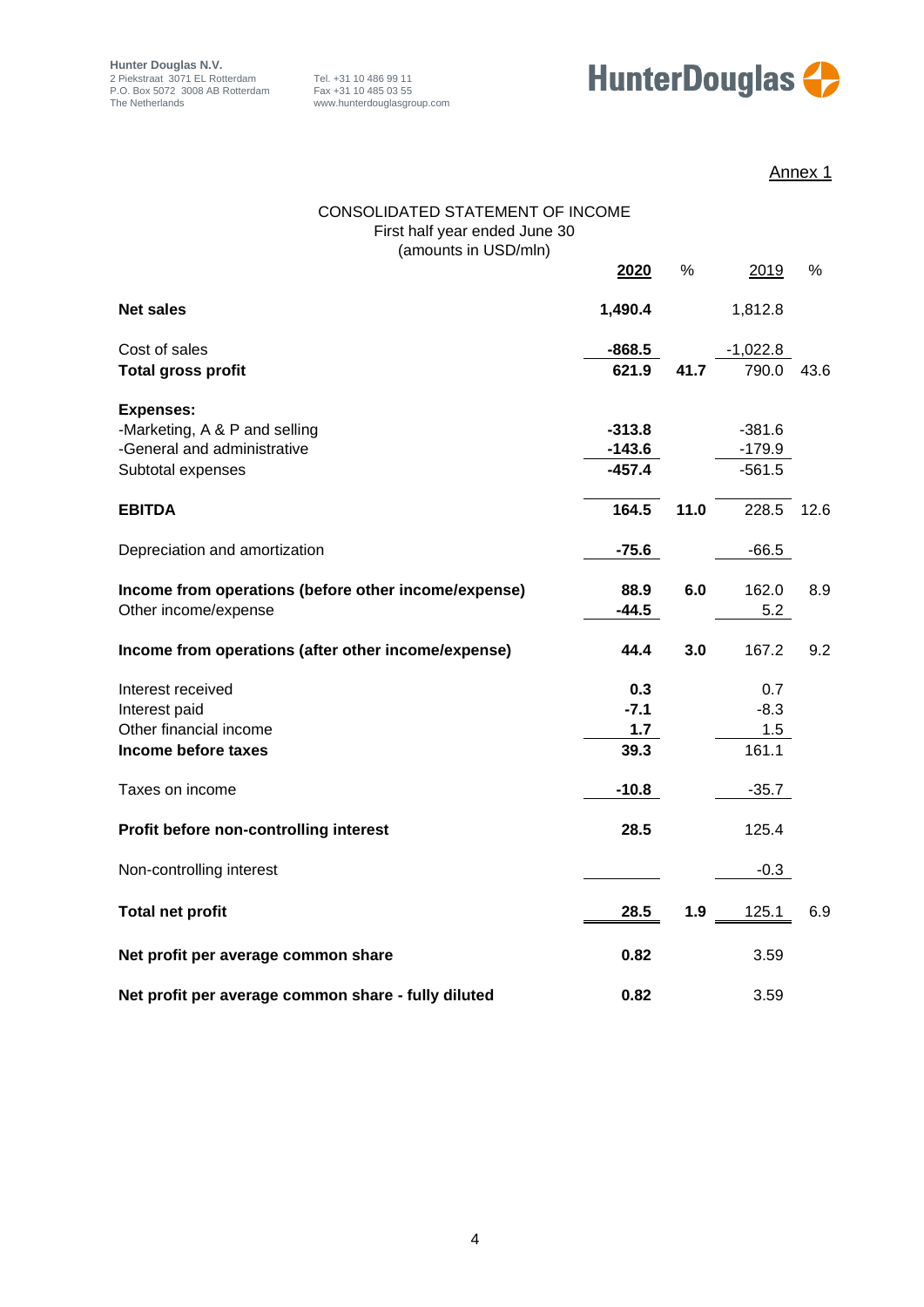Hunter Douglas N.V.
2 Piekstraat 3071 EL Rotterdam
P.O. Box 5072 3008 AB Rotterdam
The Netherlands

Tel. +31 10 486 99 11
Fax +31 10 485 03 55
www.hunterdouglasgroup.com

Annex 1

# CONSOLIDATED STATEMENT OF INCOME

First half year ended June 30
(amounts in USD/mln)

| | 2020 | % | 2019 | % |
|---|---|---|---|---|
| **Net sales** | **1,490.4** | | 1,812.8 | |
| Cost of sales | **-868.5** | | -1,022.8 | |
| **Total gross profit** | **621.9** | **41.7** | 790.0 | 43.6 |
| **Expenses:** | | | | |
| -Marketing, A & P and selling | **-313.8** | | -381.6 | |
| -General and administrative | **-143.6** | | -179.9 | |
| Subtotal expenses | **-457.4** | | -561.5 | |
| **EBITDA** | **164.5** | **11.0** | 228.5 | 12.6 |
| Depreciation and amortization | **-75.6** | | -66.5 | |
| **Income from operations (before other income/expense)** | **88.9** | **6.0** | 162.0 | 8.9 |
| Other income/expense | **-44.5** | | 5.2 | |
| **Income from operations (after other income/expense)** | **44.4** | **3.0** | 167.2 | 9.2 |
| Interest received | **0.3** | | 0.7 | |
| Interest paid | **-7.1** | | -8.3 | |
| Other financial income | **1.7** | | 1.5 | |
| **Income before taxes** | **39.3** | | 161.1 | |
| Taxes on income | **-10.8** | | -35.7 | |
| **Profit before non-controlling interest** | **28.5** | | 125.4 | |
| Non-controlling interest | | | -0.3 | |
| **Total net profit** | **28.5** | **1.9** | 125.1 | 6.9 |
| **Net profit per average common share** | **0.82** | | 3.59 | |
| **Net profit per average common share - fully diluted** | **0.82** | | 3.59 | |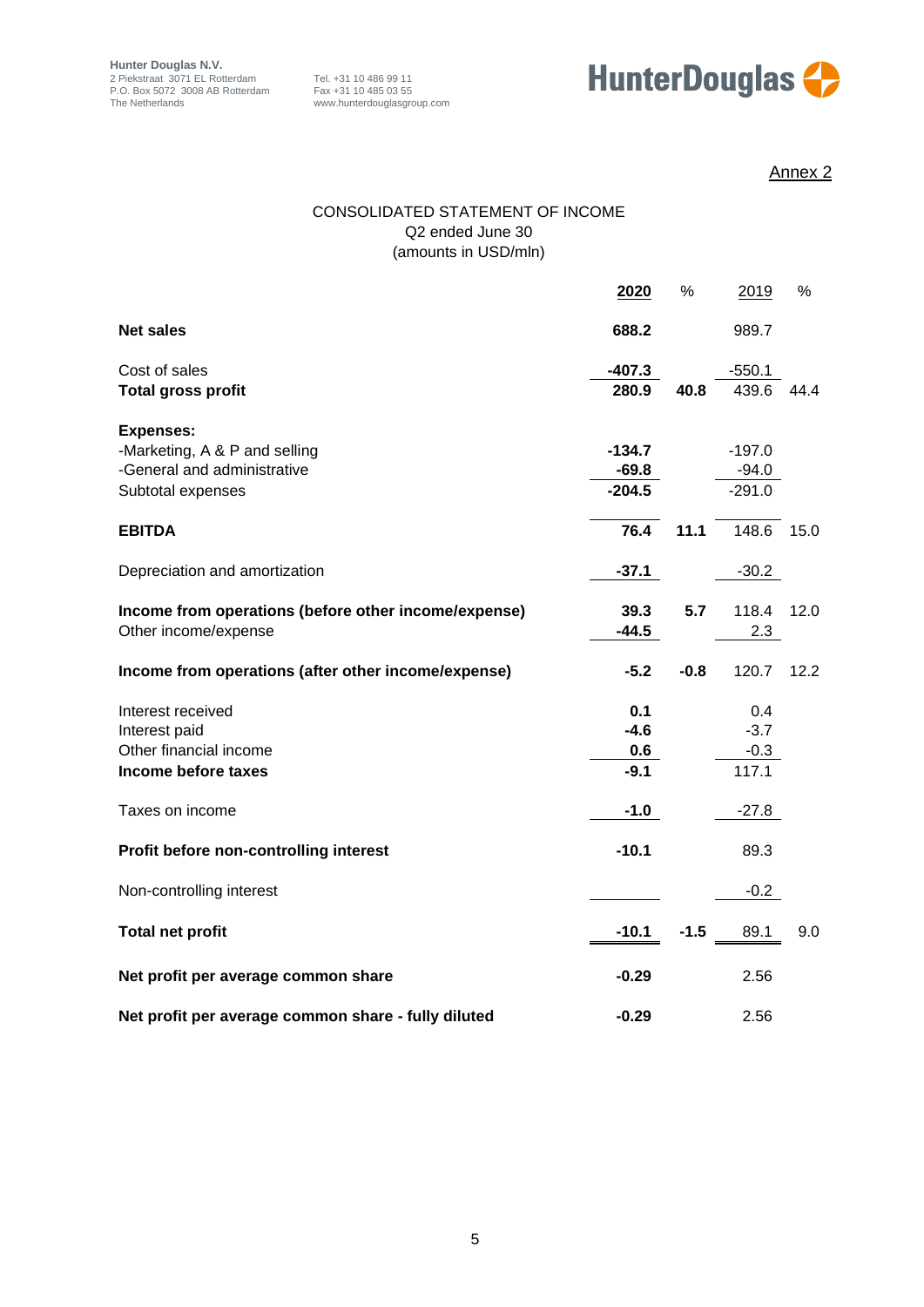Hunter Douglas N.V.
2 Piekstraat 3071 EL Rotterdam
P.O. Box 5072 3008 AB Rotterdam
The Netherlands

Tel. +31 10 486 99 11
Fax +31 10 485 03 55
www.hunterdouglasgroup.com

Annex 2

## CONSOLIDATED STATEMENT OF INCOME
Q2 ended June 30
(amounts in USD/mln)

| | 2020 | % | 2019 | % |
|---|---|---|---|---|
| **Net sales** | **688.2** | | 989.7 | |
| Cost of sales | **-407.3** | | -550.1 | |
| **Total gross profit** | **280.9** | **40.8** | 439.6 | 44.4 |
| **Expenses:** | | | | |
| -Marketing, A & P and selling | **-134.7** | | -197.0 | |
| -General and administrative | **-69.8** | | -94.0 | |
| Subtotal expenses | **-204.5** | | -291.0 | |
| **EBITDA** | **76.4** | **11.1** | 148.6 | 15.0 |
| Depreciation and amortization | **-37.1** | | -30.2 | |
| **Income from operations (before other income/expense)** | **39.3** | **5.7** | 118.4 | 12.0 |
| Other income/expense | **-44.5** | | 2.3 | |
| **Income from operations (after other income/expense)** | **-5.2** | **-0.8** | 120.7 | 12.2 |
| Interest received | **0.1** | | 0.4 | |
| Interest paid | **-4.6** | | -3.7 | |
| Other financial income | **0.6** | | -0.3 | |
| **Income before taxes** | **-9.1** | | 117.1 | |
| Taxes on income | **-1.0** | | -27.8 | |
| **Profit before non-controlling interest** | **-10.1** | | 89.3 | |
| Non-controlling interest | | | -0.2 | |
| **Total net profit** | **-10.1** | **-1.5** | 89.1 | 9.0 |
| **Net profit per average common share** | **-0.29** | | 2.56 | |
| **Net profit per average common share - fully diluted** | **-0.29** | | 2.56 | |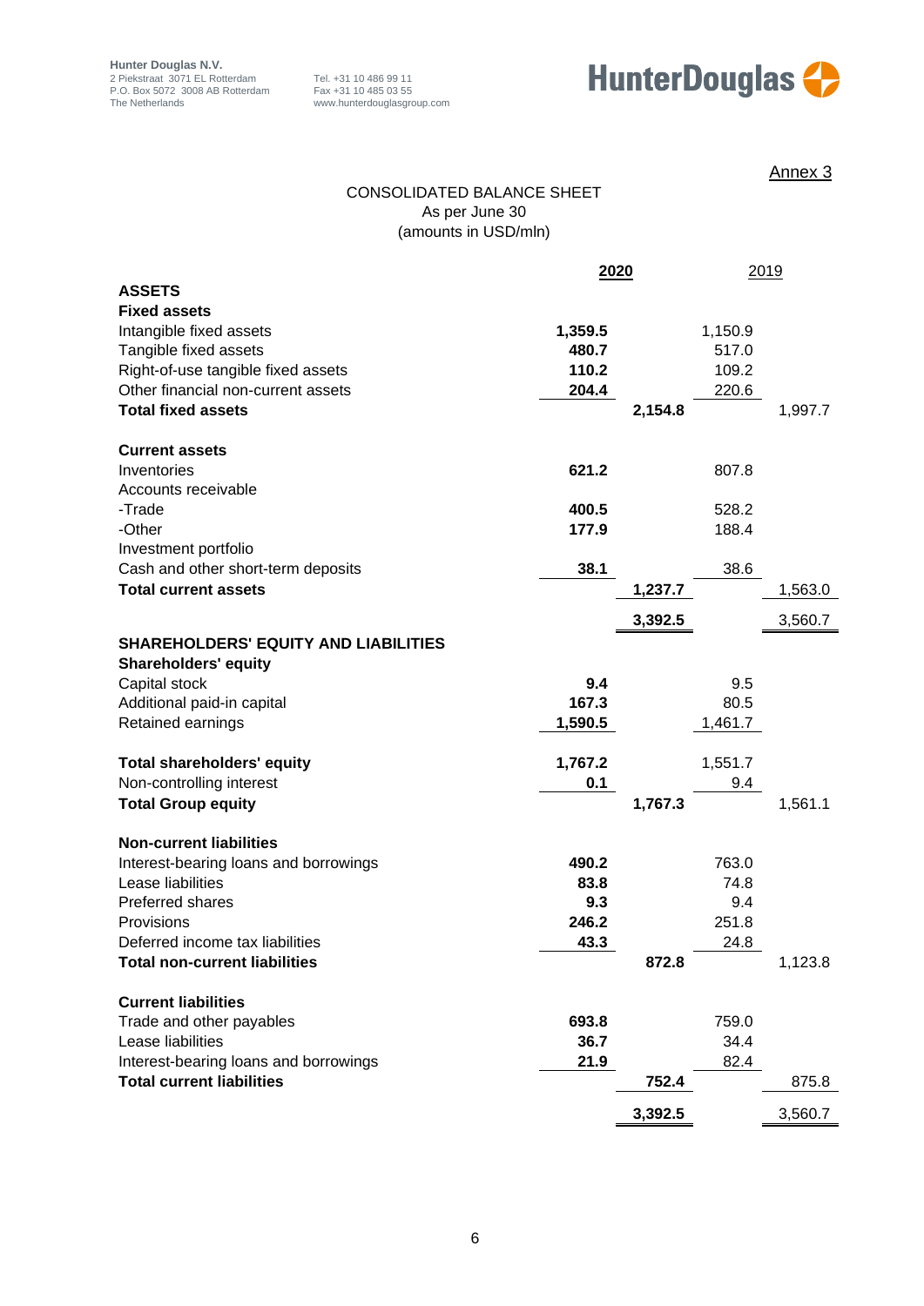Hunter Douglas N.V.
2 Piekstraat 3071 EL Rotterdam
P.O. Box 5072 3008 AB Rotterdam
The Netherlands

Tel. +31 10 486 99 11
Fax +31 10 485 03 55
www.hunterdouglasgroup.com

Annex 3

# CONSOLIDATED BALANCE SHEET

As per June 30
(amounts in USD/mln)

| | 2020 | | 2019 | |
|---|---|---|---|---|
| **ASSETS** | | | | |
| **Fixed assets** | | | | |
| Intangible fixed assets | **1,359.5** | | 1,150.9 | |
| Tangible fixed assets | **480.7** | | 517.0 | |
| Right-of-use tangible fixed assets | **110.2** | | 109.2 | |
| Other financial non-current assets | **204.4** | | 220.6 | |
| **Total fixed assets** | | **2,154.8** | | 1,997.7 |
| | | | | |
| **Current assets** | | | | |
| Inventories | **621.2** | | 807.8 | |
| Accounts receivable | | | | |
| -Trade | **400.5** | | 528.2 | |
| -Other | **177.9** | | 188.4 | |
| Investment portfolio | | | | |
| Cash and other short-term deposits | **38.1** | | 38.6 | |
| **Total current assets** | | **1,237.7** | | 1,563.0 |
| | | **3,392.5** | | 3,560.7 |
| **SHAREHOLDERS' EQUITY AND LIABILITIES** | | | | |
| **Shareholders' equity** | | | | |
| Capital stock | **9.4** | | 9.5 | |
| Additional paid-in capital | **167.3** | | 80.5 | |
| Retained earnings | **1,590.5** | | 1,461.7 | |
| | | | | |
| **Total shareholders' equity** | **1,767.2** | | 1,551.7 | |
| Non-controlling interest | **0.1** | | 9.4 | |
| **Total Group equity** | | **1,767.3** | | 1,561.1 |
| | | | | |
| **Non-current liabilities** | | | | |
| Interest-bearing loans and borrowings | **490.2** | | 763.0 | |
| Lease liabilities | **83.8** | | 74.8 | |
| Preferred shares | **9.3** | | 9.4 | |
| Provisions | **246.2** | | 251.8 | |
| Deferred income tax liabilities | **43.3** | | 24.8 | |
| **Total non-current liabilities** | | **872.8** | | 1,123.8 |
| | | | | |
| **Current liabilities** | | | | |
| Trade and other payables | **693.8** | | 759.0 | |
| Lease liabilities | **36.7** | | 34.4 | |
| Interest-bearing loans and borrowings | **21.9** | | 82.4 | |
| **Total current liabilities** | | **752.4** | | 875.8 |
| | | **3,392.5** | | 3,560.7 |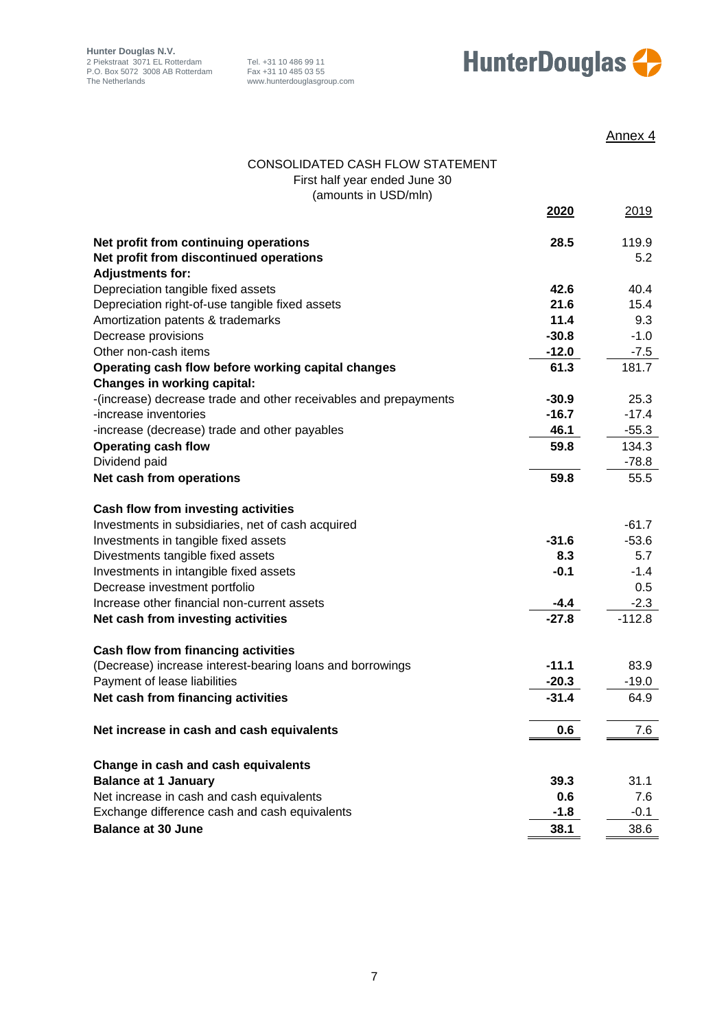Hunter Douglas N.V.
2 Piekstraat 3071 EL Rotterdam
P.O. Box 5072 3008 AB Rotterdam
The Netherlands

Tel. +31 10 486 99 11
Fax +31 10 485 03 55
www.hunterdouglasgroup.com

HunterDouglas

Annex 4

CONSOLIDATED CASH FLOW STATEMENT
First half year ended June 30
(amounts in USD/mln)

| | **2020** | 2019 |
|---|---|---|
| **Net profit from continuing operations** | **28.5** | 119.9 |
| **Net profit from discontinued operations** | | 5.2 |
| **Adjustments for:** | | |
| Depreciation tangible fixed assets | **42.6** | 40.4 |
| Depreciation right-of-use tangible fixed assets | **21.6** | 15.4 |
| Amortization patents & trademarks | **11.4** | 9.3 |
| Decrease provisions | **-30.8** | -1.0 |
| Other non-cash items | **-12.0** | -7.5 |
| **Operating cash flow before working capital changes** | **61.3** | 181.7 |
| **Changes in working capital:** | | |
| -(increase) decrease trade and other receivables and prepayments | **-30.9** | 25.3 |
| -increase inventories | **-16.7** | -17.4 |
| -increase (decrease) trade and other payables | **46.1** | -55.3 |
| **Operating cash flow** | **59.8** | 134.3 |
| Dividend paid | | -78.8 |
| **Net cash from operations** | **59.8** | 55.5 |
| | | |
| **Cash flow from investing activities** | | |
| Investments in subsidiaries, net of cash acquired | | -61.7 |
| Investments in tangible fixed assets | **-31.6** | -53.6 |
| Divestments tangible fixed assets | **8.3** | 5.7 |
| Investments in intangible fixed assets | **-0.1** | -1.4 |
| Decrease investment portfolio | | 0.5 |
| Increase other financial non-current assets | **-4.4** | -2.3 |
| **Net cash from investing activities** | **-27.8** | -112.8 |
| | | |
| **Cash flow from financing activities** | | |
| (Decrease) increase interest-bearing loans and borrowings | **-11.1** | 83.9 |
| Payment of lease liabilities | **-20.3** | -19.0 |
| **Net cash from financing activities** | **-31.4** | 64.9 |
| | | |
| **Net increase in cash and cash equivalents** | **0.6** | 7.6 |
| | | |
| **Change in cash and cash equivalents** | | |
| **Balance at 1 January** | **39.3** | 31.1 |
| Net increase in cash and cash equivalents | **0.6** | 7.6 |
| Exchange difference cash and cash equivalents | **-1.8** | -0.1 |
| **Balance at 30 June** | **38.1** | 38.6 |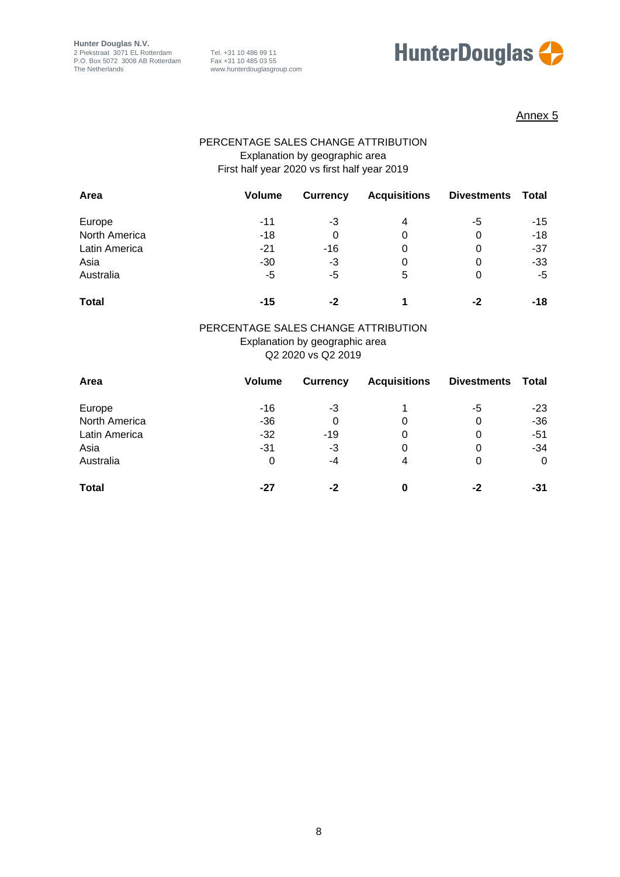**Hunter Douglas N.V.**
2 Piekstraat 3071 EL Rotterdam
P.O. Box 5072 3008 AB Rotterdam
The Netherlands

Tel. +31 10 486 99 11
Fax +31 10 485 03 55
www.hunterdouglasgroup.com

HunterDouglas

Annex 5

PERCENTAGE SALES CHANGE ATTRIBUTION
Explanation by geographic area
First half year 2020 vs first half year 2019

| Area | Volume | Currency | Acquisitions | Divestments | Total |
|---|---|---|---|---|---|
| Europe | -11 | -3 | 4 | -5 | -15 |
| North America | -18 | 0 | 0 | 0 | -18 |
| Latin America | -21 | -16 | 0 | 0 | -37 |
| Asia | -30 | -3 | 0 | 0 | -33 |
| Australia | -5 | -5 | 5 | 0 | -5 |
| **Total** | **-15** | **-2** | **1** | **-2** | **-18** |

PERCENTAGE SALES CHANGE ATTRIBUTION
Explanation by geographic area
Q2 2020 vs Q2 2019

| Area | Volume | Currency | Acquisitions | Divestments | Total |
|---|---|---|---|---|---|
| Europe | -16 | -3 | 1 | -5 | -23 |
| North America | -36 | 0 | 0 | 0 | -36 |
| Latin America | -32 | -19 | 0 | 0 | -51 |
| Asia | -31 | -3 | 0 | 0 | -34 |
| Australia | 0 | -4 | 4 | 0 | 0 |
| **Total** | **-27** | **-2** | **0** | **-2** | **-31** |